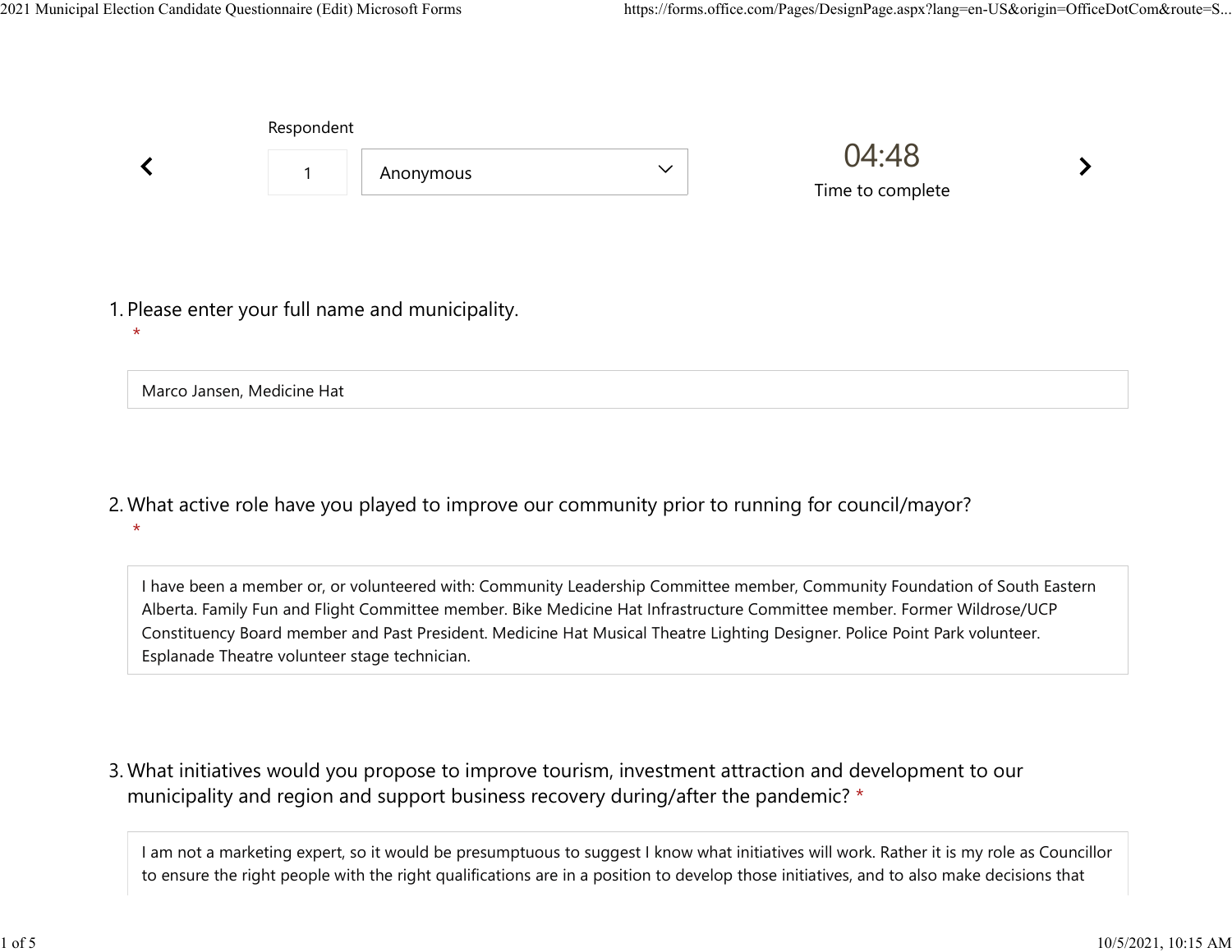Respondent

1 Anonymous

04:48

Time to complete

1. Please enter your full name and municipality. *

Marco Jansen, Medicine Hat

2. What active role have you played to improve our community prior to running for council/mayor? *

I have been a member or, or volunteered with: Community Leadership Committee member, Community Foundation of South Eastern Alberta. Family Fun and Flight Committee member. Bike Medicine Hat Infrastructure Committee member. Former Wildrose/UCP Constituency Board member and Past President. Medicine Hat Musical Theatre Lighting Designer. Police Point Park volunteer. Esplanade Theatre volunteer stage technician.

3. What initiatives would you propose to improve tourism, investment attraction and development to our municipality and region and support business recovery during/after the pandemic? *

I am not a marketing expert, so it would be presumptuous to suggest I know what initiatives will work. Rather it is my role as Councillor to ensure the right people with the right qualifications are in a position to develop those initiatives, and to also make decisions that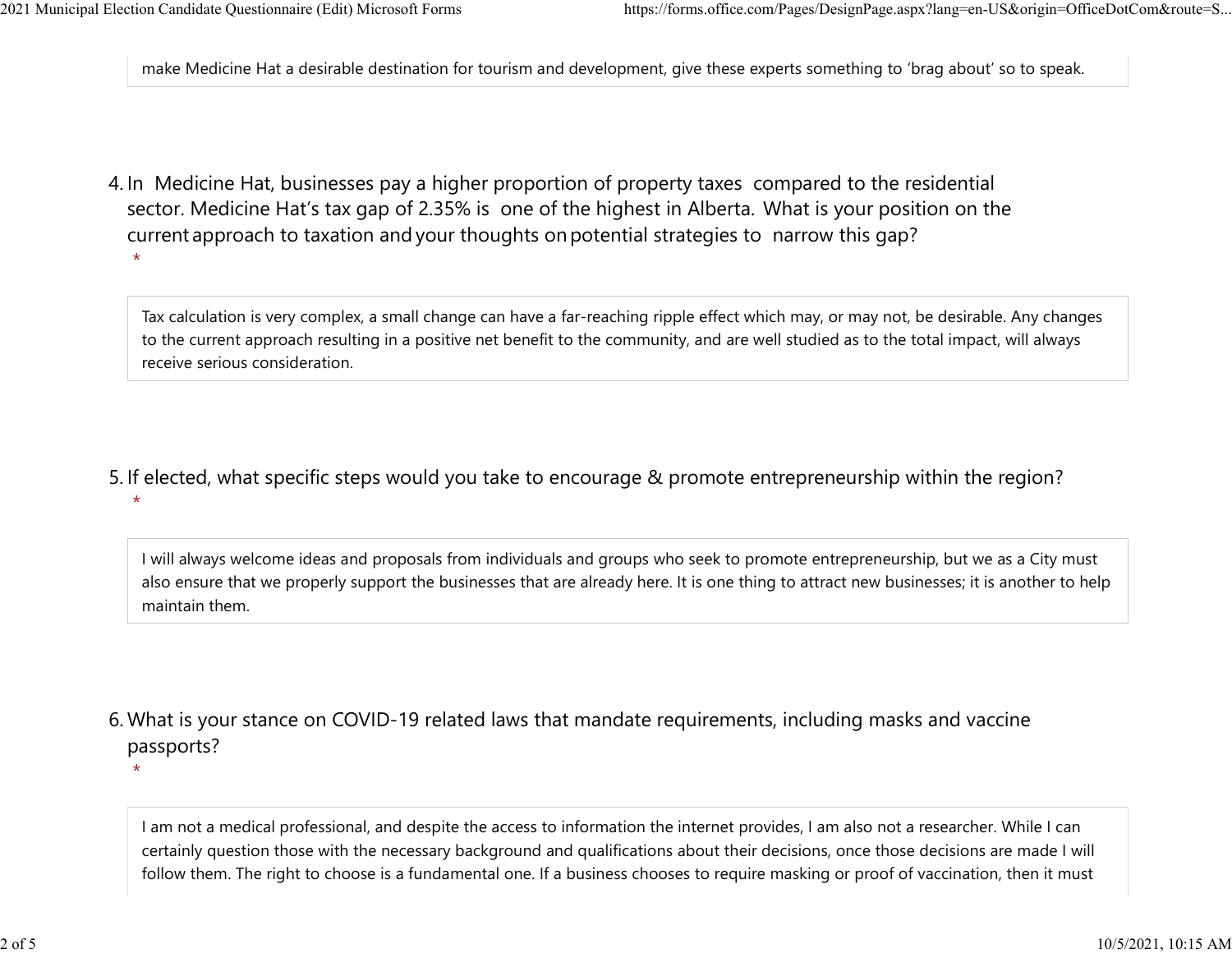make Medicine Hat a desirable destination for tourism and development, give these experts something to 'brag about' so to speak.

4. In Medicine Hat, businesses pay a higher proportion of property taxes compared to the residential sector. Medicine Hat's tax gap of 2.35% is one of the highest in Alberta. What is your position on the current approach to taxation and your thoughts on potential strategies to narrow this gap? *

Tax calculation is very complex, a small change can have a far-reaching ripple effect which may, or may not, be desirable. Any changes to the current approach resulting in a positive net benefit to the community, and are well studied as to the total impact, will always receive serious consideration.

5. If elected, what specific steps would you take to encourage & promote entrepreneurship within the region? *

I will always welcome ideas and proposals from individuals and groups who seek to promote entrepreneurship, but we as a City must also ensure that we properly support the businesses that are already here. It is one thing to attract new businesses; it is another to help maintain them.

6. What is your stance on COVID-19 related laws that mandate requirements, including masks and vaccine passports? *

I am not a medical professional, and despite the access to information the internet provides, I am also not a researcher. While I can certainly question those with the necessary background and qualifications about their decisions, once those decisions are made I will follow them. The right to choose is a fundamental one. If a business chooses to require masking or proof of vaccination, then it must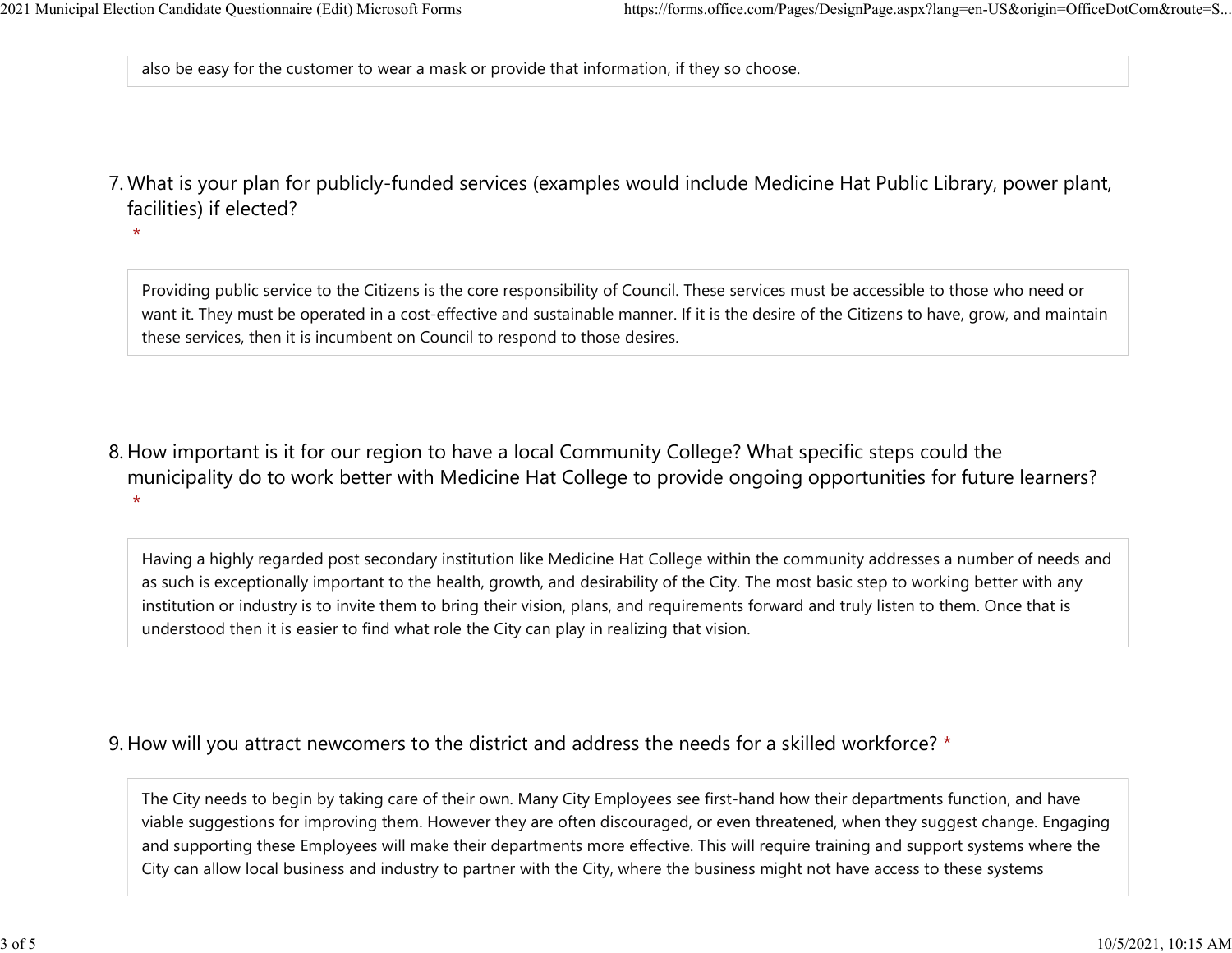also be easy for the customer to wear a mask or provide that information, if they so choose.

7. What is your plan for publicly-funded services (examples would include Medicine Hat Public Library, power plant, facilities) if elected? *

Providing public service to the Citizens is the core responsibility of Council. These services must be accessible to those who need or want it. They must be operated in a cost-effective and sustainable manner. If it is the desire of the Citizens to have, grow, and maintain these services, then it is incumbent on Council to respond to those desires.

8. How important is it for our region to have a local Community College? What specific steps could the municipality do to work better with Medicine Hat College to provide ongoing opportunities for future learners? *

Having a highly regarded post secondary institution like Medicine Hat College within the community addresses a number of needs and as such is exceptionally important to the health, growth, and desirability of the City. The most basic step to working better with any institution or industry is to invite them to bring their vision, plans, and requirements forward and truly listen to them. Once that is understood then it is easier to find what role the City can play in realizing that vision.

9. How will you attract newcomers to the district and address the needs for a skilled workforce? *

The City needs to begin by taking care of their own. Many City Employees see first-hand how their departments function, and have viable suggestions for improving them. However they are often discouraged, or even threatened, when they suggest change. Engaging and supporting these Employees will make their departments more effective. This will require training and support systems where the City can allow local business and industry to partner with the City, where the business might not have access to these systems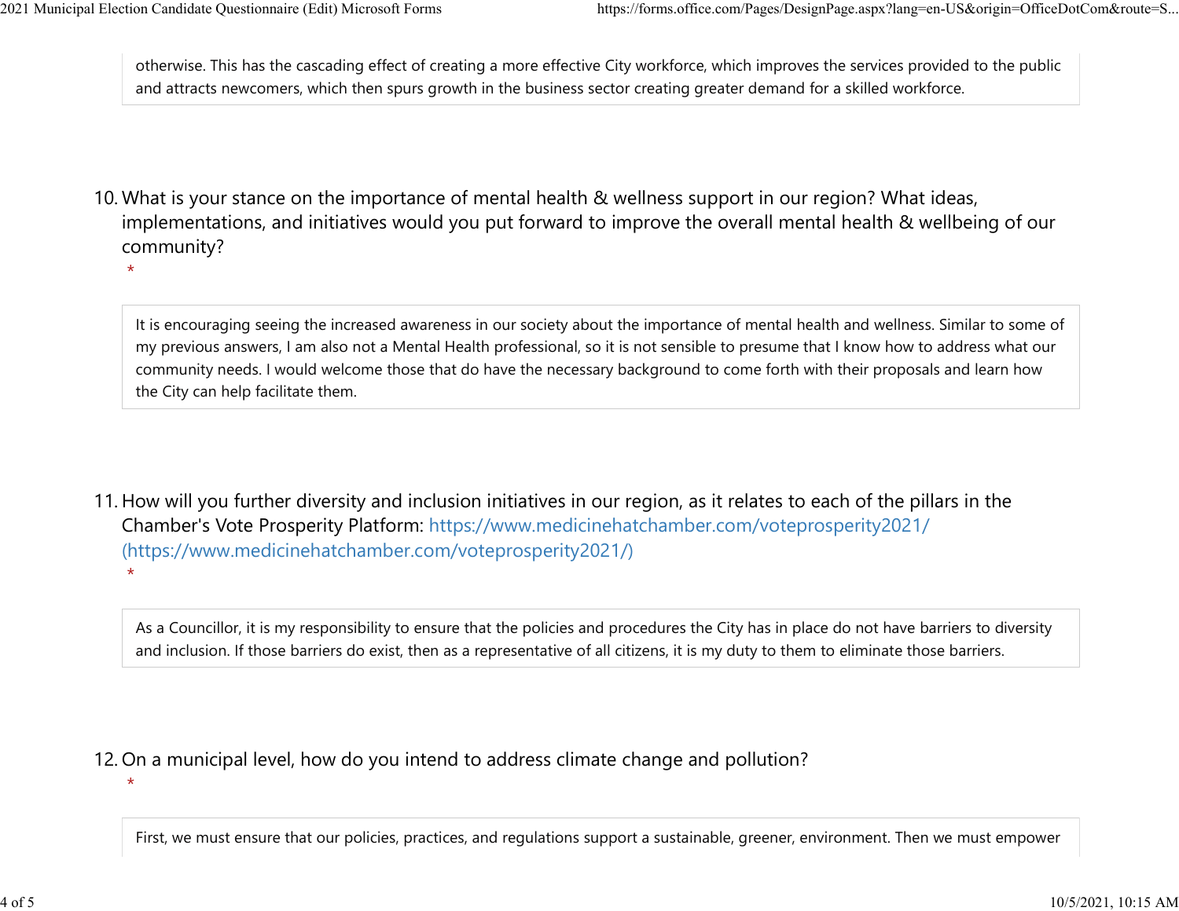otherwise. This has the cascading effect of creating a more effective City workforce, which improves the services provided to the public and attracts newcomers, which then spurs growth in the business sector creating greater demand for a skilled workforce.

10. What is your stance on the importance of mental health & wellness support in our region? What ideas, implementations, and initiatives would you put forward to improve the overall mental health & wellbeing of our community?
 *

It is encouraging seeing the increased awareness in our society about the importance of mental health and wellness. Similar to some of my previous answers, I am also not a Mental Health professional, so it is not sensible to presume that I know how to address what our community needs. I would welcome those that do have the necessary background to come forth with their proposals and learn how the City can help facilitate them.

11. How will you further diversity and inclusion initiatives in our region, as it relates to each of the pillars in the Chamber's Vote Prosperity Platform: https://www.medicinehatchamber.com/voteprosperity2021/ (https://www.medicinehatchamber.com/voteprosperity2021/)
 *

As a Councillor, it is my responsibility to ensure that the policies and procedures the City has in place do not have barriers to diversity and inclusion. If those barriers do exist, then as a representative of all citizens, it is my duty to them to eliminate those barriers.

12. On a municipal level, how do you intend to address climate change and pollution?
 *

First, we must ensure that our policies, practices, and regulations support a sustainable, greener, environment. Then we must empower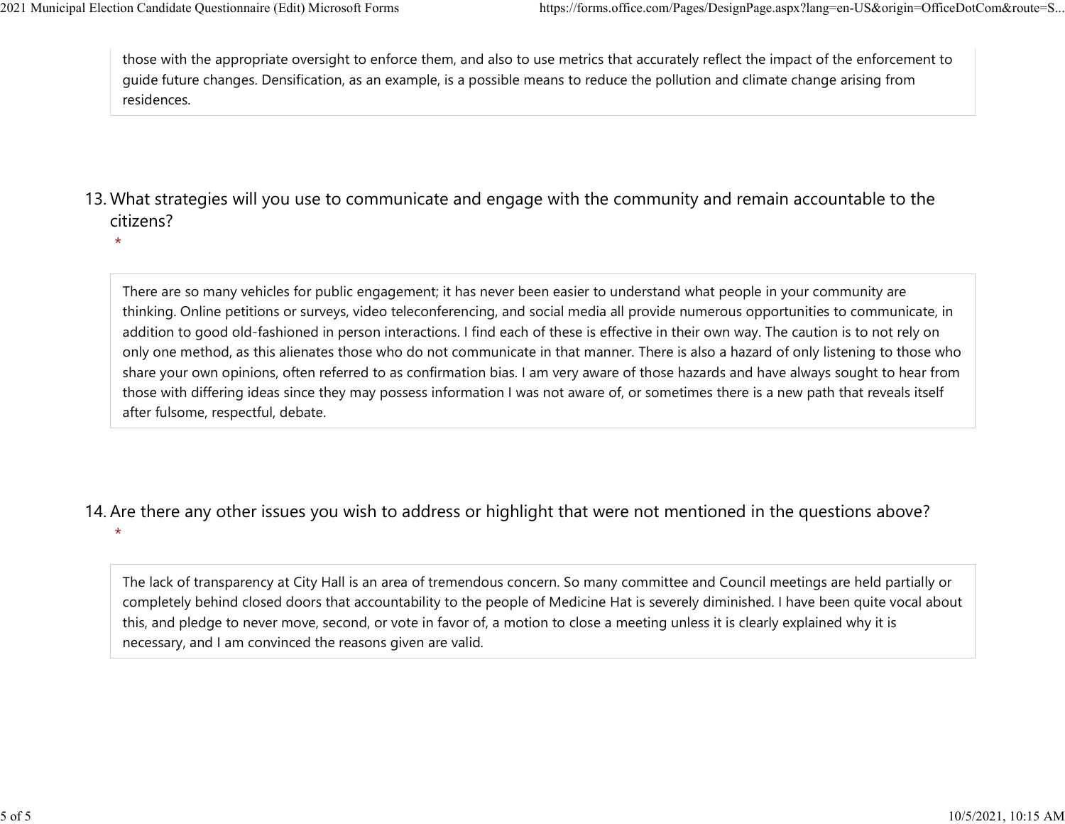those with the appropriate oversight to enforce them, and also to use metrics that accurately reflect the impact of the enforcement to guide future changes. Densification, as an example, is a possible means to reduce the pollution and climate change arising from residences.

13. What strategies will you use to communicate and engage with the community and remain accountable to the citizens?
*

There are so many vehicles for public engagement; it has never been easier to understand what people in your community are thinking. Online petitions or surveys, video teleconferencing, and social media all provide numerous opportunities to communicate, in addition to good old-fashioned in person interactions. I find each of these is effective in their own way. The caution is to not rely on only one method, as this alienates those who do not communicate in that manner. There is also a hazard of only listening to those who share your own opinions, often referred to as confirmation bias. I am very aware of those hazards and have always sought to hear from those with differing ideas since they may possess information I was not aware of, or sometimes there is a new path that reveals itself after fulsome, respectful, debate.

14. Are there any other issues you wish to address or highlight that were not mentioned in the questions above?
*

The lack of transparency at City Hall is an area of tremendous concern. So many committee and Council meetings are held partially or completely behind closed doors that accountability to the people of Medicine Hat is severely diminished. I have been quite vocal about this, and pledge to never move, second, or vote in favor of, a motion to close a meeting unless it is clearly explained why it is necessary, and I am convinced the reasons given are valid.